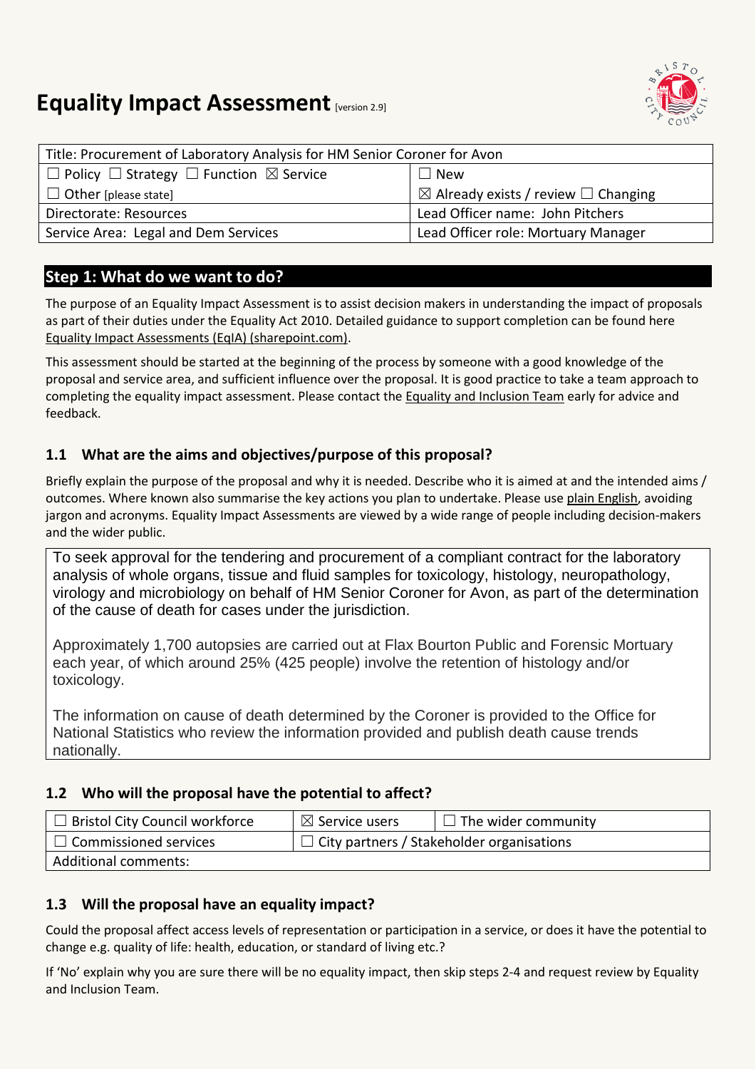# Equality Impact Assessment [version 2.9]

| Title: Procurement of Laboratory Analysis for HM Senior Coroner for Avon | |
|---|---|
| ☐ Policy ☐ Strategy ☐ Function ☒ Service | ☐ New |
| ☐ Other [please state] | ☒ Already exists / review ☐ Changing |
| Directorate: Resources | Lead Officer name: John Pitchers |
| Service Area: Legal and Dem Services | Lead Officer role: Mortuary Manager |

## Step 1: What do we want to do?

The purpose of an Equality Impact Assessment is to assist decision makers in understanding the impact of proposals as part of their duties under the Equality Act 2010. Detailed guidance to support completion can be found here Equality Impact Assessments (EqIA) (sharepoint.com).

This assessment should be started at the beginning of the process by someone with a good knowledge of the proposal and service area, and sufficient influence over the proposal. It is good practice to take a team approach to completing the equality impact assessment. Please contact the Equality and Inclusion Team early for advice and feedback.

### 1.1 What are the aims and objectives/purpose of this proposal?

Briefly explain the purpose of the proposal and why it is needed. Describe who it is aimed at and the intended aims / outcomes. Where known also summarise the key actions you plan to undertake. Please use plain English, avoiding jargon and acronyms. Equality Impact Assessments are viewed by a wide range of people including decision-makers and the wider public.

To seek approval for the tendering and procurement of a compliant contract for the laboratory analysis of whole organs, tissue and fluid samples for toxicology, histology, neuropathology, virology and microbiology on behalf of HM Senior Coroner for Avon, as part of the determination of the cause of death for cases under the jurisdiction.

Approximately 1,700 autopsies are carried out at Flax Bourton Public and Forensic Mortuary each year, of which around 25% (425 people) involve the retention of histology and/or toxicology.

The information on cause of death determined by the Coroner is provided to the Office for National Statistics who review the information provided and publish death cause trends nationally.

### 1.2 Who will the proposal have the potential to affect?

| ☐ Bristol City Council workforce | ☒ Service users | ☐ The wider community |
|---|---|---|
| ☐ Commissioned services | ☐ City partners / Stakeholder organisations | |
| Additional comments: | | |

### 1.3 Will the proposal have an equality impact?

Could the proposal affect access levels of representation or participation in a service, or does it have the potential to change e.g. quality of life: health, education, or standard of living etc.?

If 'No' explain why you are sure there will be no equality impact, then skip steps 2-4 and request review by Equality and Inclusion Team.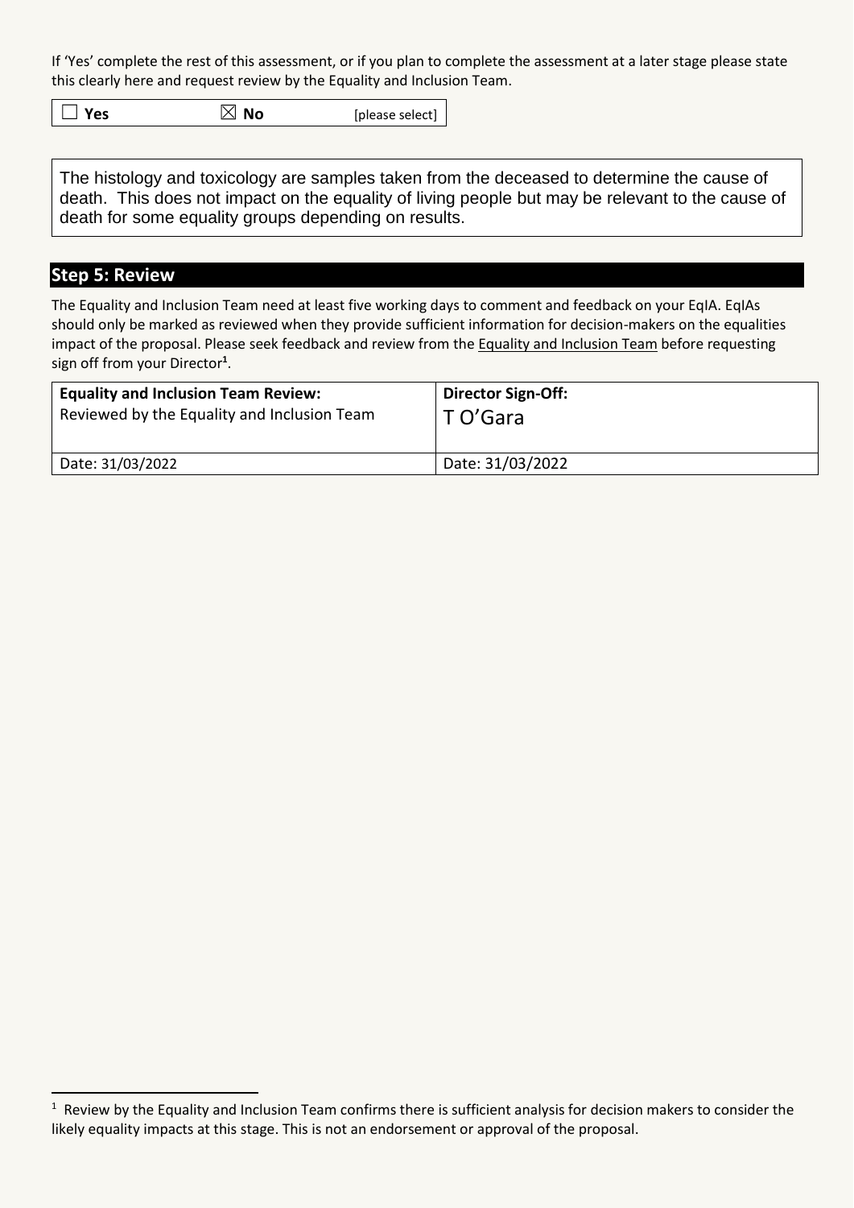If 'Yes' complete the rest of this assessment, or if you plan to complete the assessment at a later stage please state this clearly here and request review by the Equality and Inclusion Team.

| | | |
|---|---|---|
| ☐ **Yes** | ☒ **No** | [please select] |

The histology and toxicology are samples taken from the deceased to determine the cause of death. This does not impact on the equality of living people but may be relevant to the cause of death for some equality groups depending on results.

## Step 5: Review

The Equality and Inclusion Team need at least five working days to comment and feedback on your EqIA. EqIAs should only be marked as reviewed when they provide sufficient information for decision-makers on the equalities impact of the proposal. Please seek feedback and review from the Equality and Inclusion Team before requesting sign off from your Director[1].

| **Equality and Inclusion Team Review:** Reviewed by the Equality and Inclusion Team | **Director Sign-Off:** T O'Gara |
|---|---|
| Date: 31/03/2022 | Date: 31/03/2022 |

[1] Review by the Equality and Inclusion Team confirms there is sufficient analysis for decision makers to consider the likely equality impacts at this stage. This is not an endorsement or approval of the proposal.